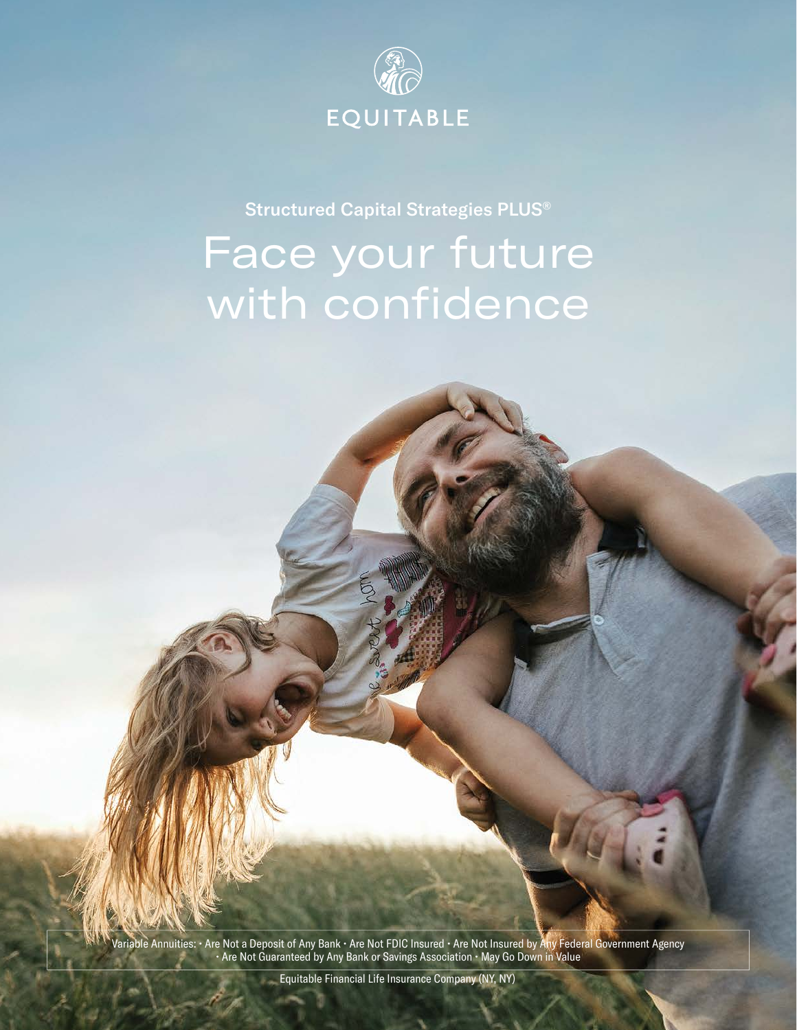EQUITABLE

**Structured Capital Strategies PLUS®**

# Face your future with confidence

Variable Annuities: • Are Not a Deposit of Any Bank • Are Not FDIC Insured • Are Not Insured by Any Federal Government Agency • Are Not Guaranteed by Any Bank or Savings Association • May Go Down in Value

Equitable Financial Life Insurance Company (NY, NY)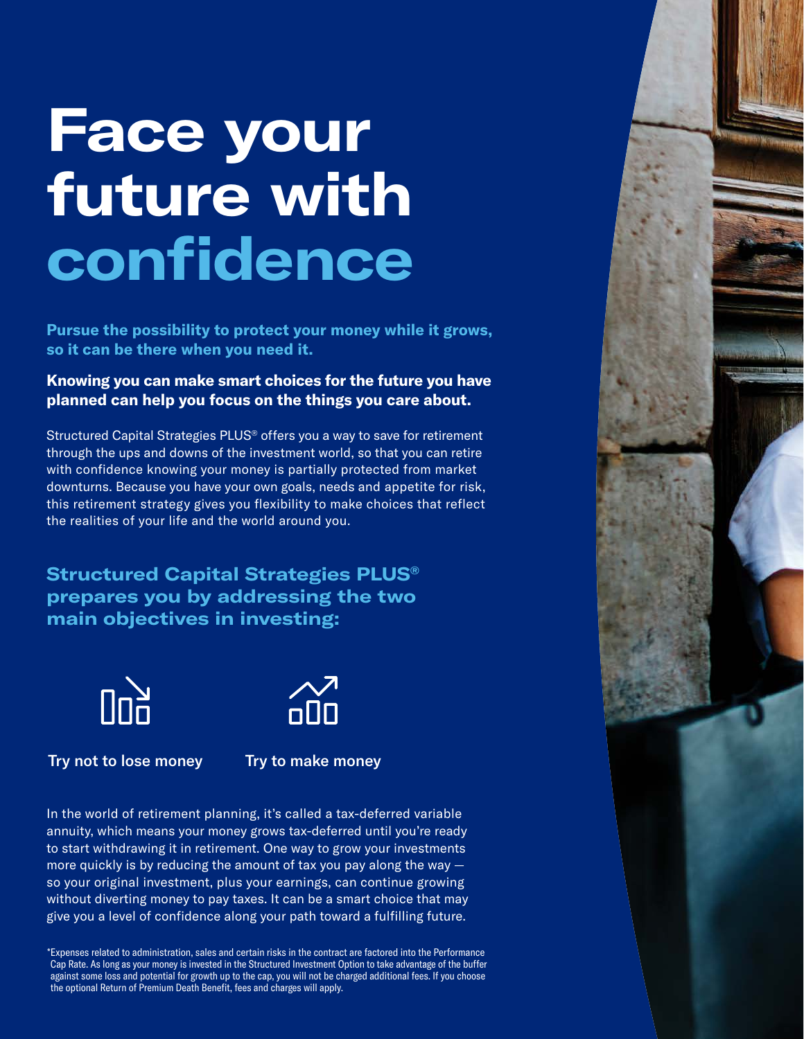# Face your future with confidence

**Pursue the possibility to protect your money while it grows, so it can be there when you need it.**

**Knowing you can make smart choices for the future you have planned can help you focus on the things you care about.**

Structured Capital Strategies PLUS® offers you a way to save for retirement through the ups and downs of the investment world, so that you can retire with confidence knowing your money is partially protected from market downturns. Because you have your own goals, needs and appetite for risk, this retirement strategy gives you flexibility to make choices that reflect the realities of your life and the world around you.

## Structured Capital Strategies PLUS® prepares you by addressing the two main objectives in investing:

Try not to lose money

Try to make money

In the world of retirement planning, it's called a tax-deferred variable annuity, which means your money grows tax-deferred until you're ready to start withdrawing it in retirement. One way to grow your investments more quickly is by reducing the amount of tax you pay along the way — so your original investment, plus your earnings, can continue growing without diverting money to pay taxes. It can be a smart choice that may give you a level of confidence along your path toward a fulfilling future.

*Expenses related to administration, sales and certain risks in the contract are factored into the Performance Cap Rate. As long as your money is invested in the Structured Investment Option to take advantage of the buffer against some loss and potential for growth up to the cap, you will not be charged additional fees. If you choose the optional Return of Premium Death Benefit, fees and charges will apply.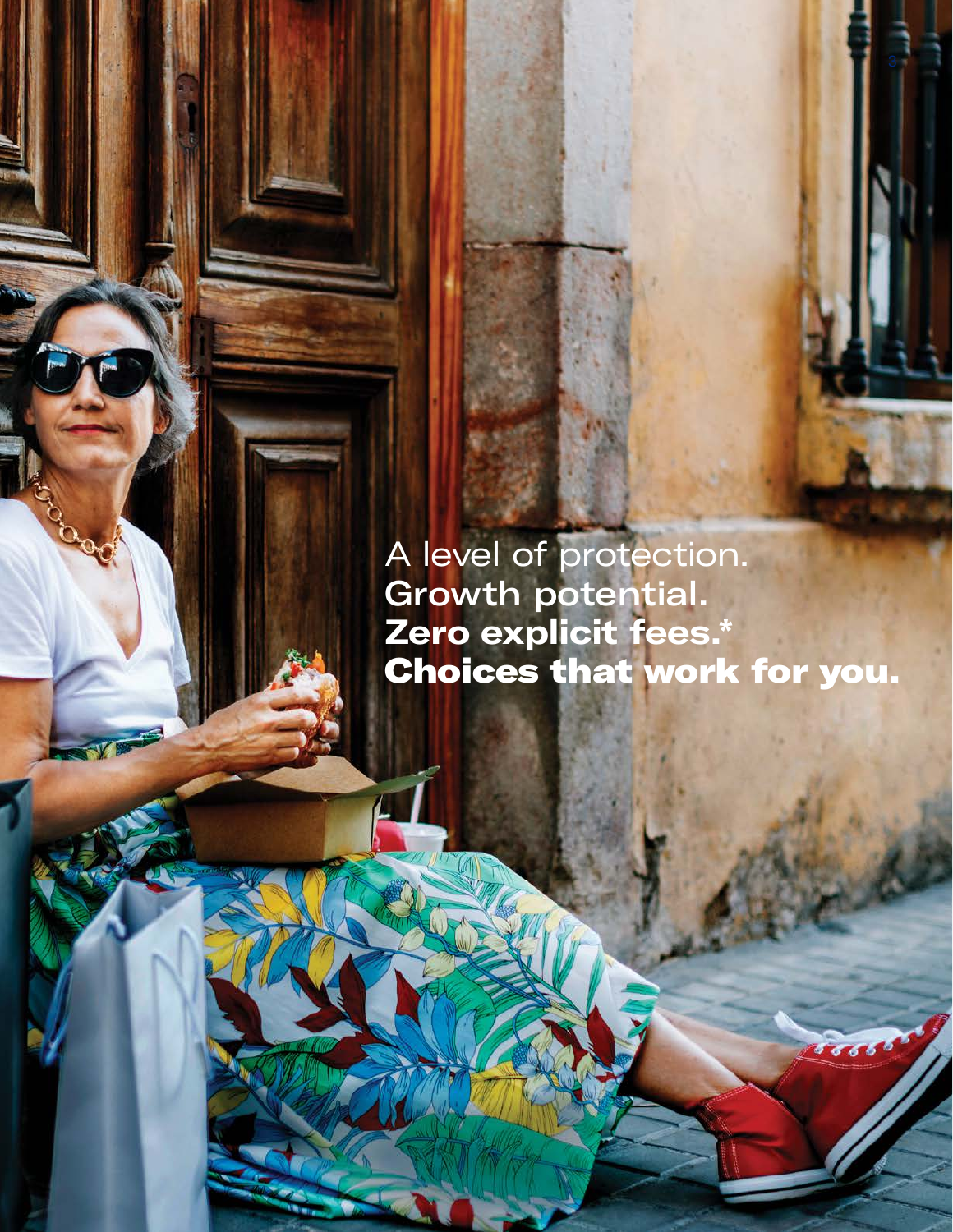A level of protection.
Growth potential.
**Zero explicit fees.***
**Choices that work for you.**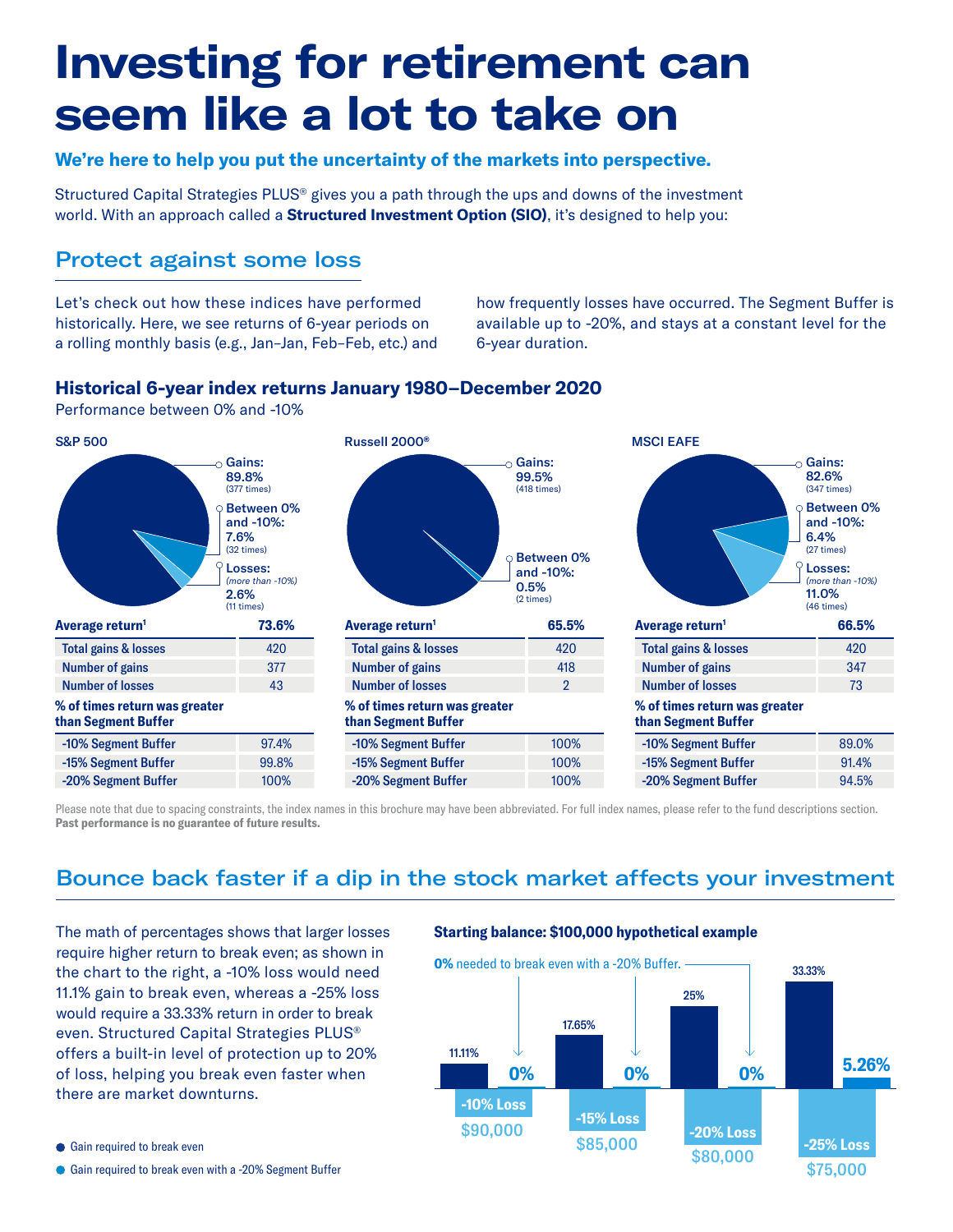# Investing for retirement can seem like a lot to take on

**We're here to help you put the uncertainty of the markets into perspective.**

Structured Capital Strategies PLUS® gives you a path through the ups and downs of the investment world. With an approach called a **Structured Investment Option (SIO)**, it's designed to help you:

## Protect against some loss

Let's check out how these indices have performed historically. Here, we see returns of 6-year periods on a rolling monthly basis (e.g., Jan–Jan, Feb–Feb, etc.) and how frequently losses have occurred. The Segment Buffer is available up to -20%, and stays at a constant level for the 6-year duration.

### Historical 6-year index returns January 1980–December 2020

Performance between 0% and -10%

**S&P 500**

- Gains: 89.8% (377 times)
- Between 0% and -10%: 7.6% (32 times)
- Losses: *(more than -10%)* 2.6% (11 times)

| Average return[1] | 73.6% |
|---|---|
| Total gains & losses | 420 |
| Number of gains | 377 |
| Number of losses | 43 |
| **% of times return was greater than Segment Buffer** | |
| -10% Segment Buffer | 97.4% |
| -15% Segment Buffer | 99.8% |
| -20% Segment Buffer | 100% |

**Russell 2000®**

- Gains: 99.5% (418 times)
- Between 0% and -10%: 0.5% (2 times)

| Average return[1] | 65.5% |
|---|---|
| Total gains & losses | 420 |
| Number of gains | 418 |
| Number of losses | 2 |
| **% of times return was greater than Segment Buffer** | |
| -10% Segment Buffer | 100% |
| -15% Segment Buffer | 100% |
| -20% Segment Buffer | 100% |

**MSCI EAFE**

- Gains: 82.6% (347 times)
- Between 0% and -10%: 6.4% (27 times)
- Losses: *(more than -10%)* 11.0% (46 times)

| Average return[1] | 66.5% |
|---|---|
| Total gains & losses | 420 |
| Number of gains | 347 |
| Number of losses | 73 |
| **% of times return was greater than Segment Buffer** | |
| -10% Segment Buffer | 89.0% |
| -15% Segment Buffer | 91.4% |
| -20% Segment Buffer | 94.5% |

Please note that due to spacing constraints, the index names in this brochure may have been abbreviated. For full index names, please refer to the fund descriptions section. **Past performance is no guarantee of future results.**

## Bounce back faster if a dip in the stock market affects your investment

The math of percentages shows that larger losses require higher return to break even; as shown in the chart to the right, a -10% loss would need 11.1% gain to break even, whereas a -25% loss would require a 33.33% return in order to break even. Structured Capital Strategies PLUS® offers a built-in level of protection up to 20% of loss, helping you break even faster when there are market downturns.

**Starting balance: $100,000 hypothetical example**

**0%** needed to break even with a -20% Buffer.

| Loss | Balance | Gain required to break even | Gain required to break even with a -20% Segment Buffer |
|---|---|---|---|
| -10% Loss | $90,000 | 11.11% | 0% |
| -15% Loss | $85,000 | 17.65% | 0% |
| -20% Loss | $80,000 | 25% | 0% |
| -25% Loss | $75,000 | 33.33% | 5.26% |

- Gain required to break even
- Gain required to break even with a -20% Segment Buffer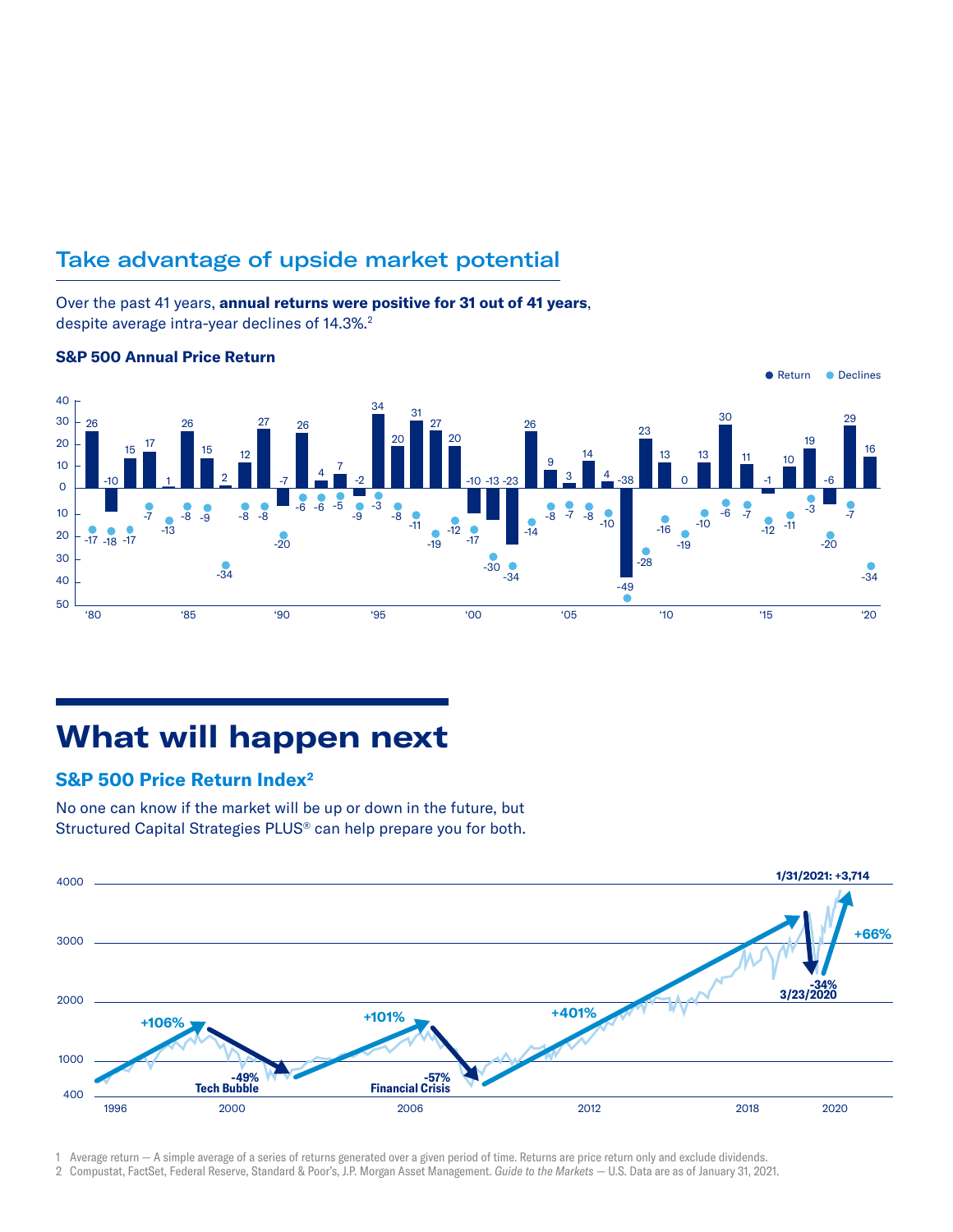## Take advantage of upside market potential

Over the past 41 years, **annual returns were positive for 31 out of 41 years**, despite average intra-year declines of 14.3%.[2]

### S&P 500 Annual Price Return

| Year | Return | Declines |
|---|---|---|
| 1980 | 26 | -17 |
| 1981 | -10 | -18 |
| 1982 | 15 | -17 |
| 1983 | 17 | -7 |
| 1984 | 1 | -13 |
| 1985 | 26 | -8 |
| 1986 | 15 | -9 |
| 1987 | 2 | -34 |
| 1988 | 12 | -8 |
| 1989 | 27 | -8 |
| 1990 | -7 | -20 |
| 1991 | 26 | -6 |
| 1992 | 4 | -6 |
| 1993 | 7 | -5 |
| 1994 | -2 | -9 |
| 1995 | 34 | -3 |
| 1996 | 20 | -8 |
| 1997 | 31 | -11 |
| 1998 | 27 | -19 |
| 1999 | 20 | -12 |
| 2000 | -10 | -17 |
| 2001 | -13 | -30 |
| 2002 | -23 | -34 |
| 2003 | 26 | -14 |
| 2004 | 9 | -8 |
| 2005 | 3 | -7 |
| 2006 | 14 | -8 |
| 2007 | 4 | -10 |
| 2008 | -38 | -49 |
| 2009 | 23 | -28 |
| 2010 | 13 | -16 |
| 2011 | 0 | -19 |
| 2012 | 13 | -10 |
| 2013 | 30 | -6 |
| 2014 | 11 | -7 |
| 2015 | -1 | -12 |
| 2016 | 10 | -11 |
| 2017 | 19 | -3 |
| 2018 | -6 | -20 |
| 2019 | 29 | -7 |
| 2020 | 16 | -34 |

# What will happen next

### S&P 500 Price Return Index[2]

No one can know if the market will be up or down in the future, but Structured Capital Strategies PLUS® can help prepare you for both.

- +106%
- -49% Tech Bubble
- +101%
- -57% Financial Crisis
- +401%
- -34% 3/23/2020
- +66%
- 1/31/2021: +3,714

1 Average return — A simple average of a series of returns generated over a given period of time. Returns are price return only and exclude dividends.

2 Compustat, FactSet, Federal Reserve, Standard & Poor's, J.P. Morgan Asset Management. *Guide to the Markets* — U.S. Data are as of January 31, 2021.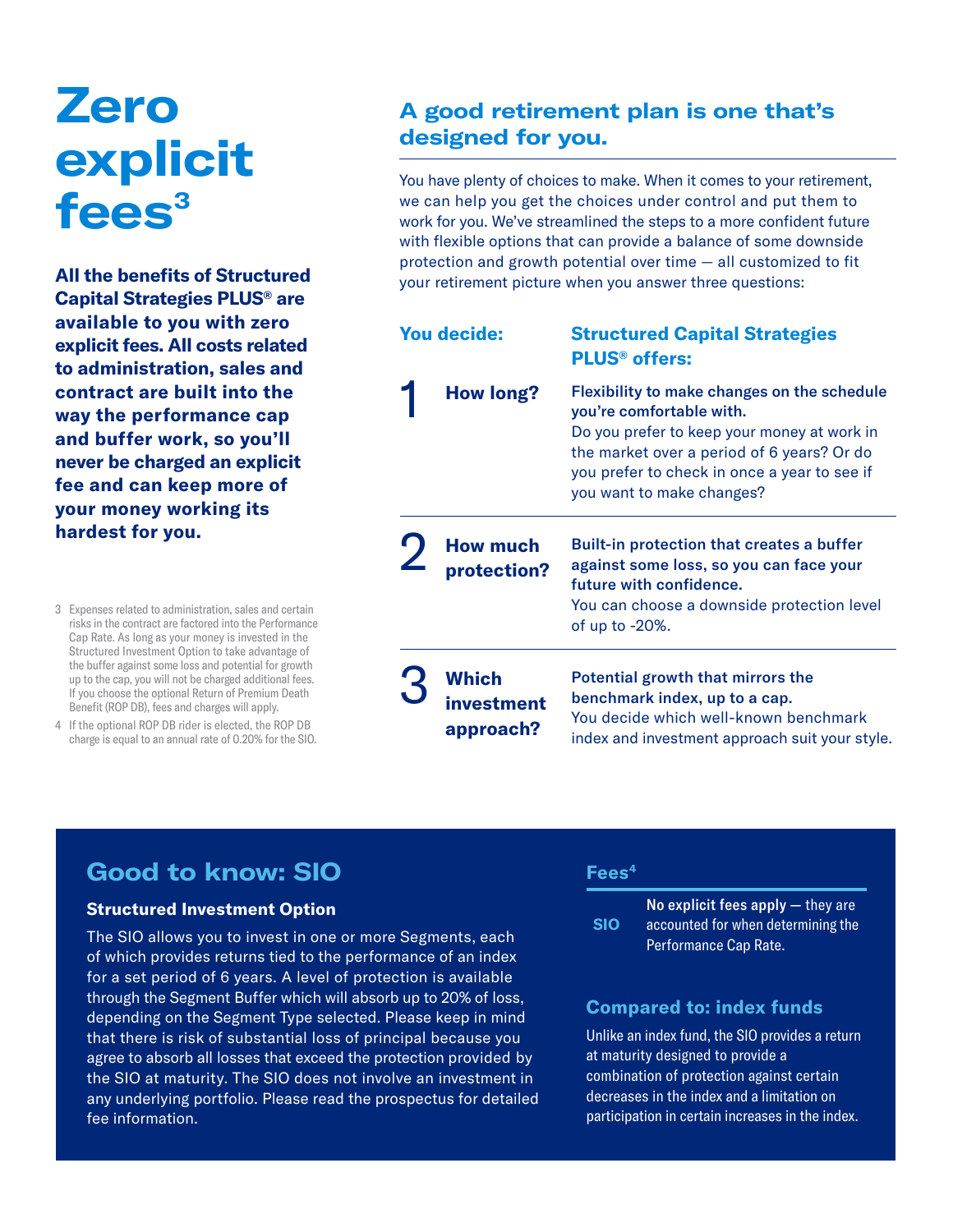# Zero explicit fees[3]

**All the benefits of Structured Capital Strategies PLUS® are available to you with zero explicit fees. All costs related to administration, sales and contract are built into the way the performance cap and buffer work, so you'll never be charged an explicit fee and can keep more of your money working its hardest for you.**

3 Expenses related to administration, sales and certain risks in the contract are factored into the Performance Cap Rate. As long as your money is invested in the Structured Investment Option to take advantage of the buffer against some loss and potential for growth up to the cap, you will not be charged additional fees. If you choose the optional Return of Premium Death Benefit (ROP DB), fees and charges will apply.

4 If the optional ROP DB rider is elected, the ROP DB charge is equal to an annual rate of 0.20% for the SIO.

## A good retirement plan is one that's designed for you.

You have plenty of choices to make. When it comes to your retirement, we can help you get the choices under control and put them to work for you. We've streamlined the steps to a more confident future with flexible options that can provide a balance of some downside protection and growth potential over time — all customized to fit your retirement picture when you answer three questions:

| You decide: | Structured Capital Strategies PLUS® offers: |
|---|---|
| 1 **How long?** | **Flexibility to make changes on the schedule you're comfortable with.** Do you prefer to keep your money at work in the market over a period of 6 years? Or do you prefer to check in once a year to see if you want to make changes? |
| 2 **How much protection?** | **Built-in protection that creates a buffer against some loss, so you can face your future with confidence.** You can choose a downside protection level of up to -20%. |
| 3 **Which investment approach?** | **Potential growth that mirrors the benchmark index, up to a cap.** You decide which well-known benchmark index and investment approach suit your style. |

## Good to know: SIO

### Structured Investment Option

The SIO allows you to invest in one or more Segments, each of which provides returns tied to the performance of an index for a set period of 6 years. A level of protection is available through the Segment Buffer which will absorb up to 20% of loss, depending on the Segment Type selected. Please keep in mind that there is risk of substantial loss of principal because you agree to absorb all losses that exceed the protection provided by the SIO at maturity. The SIO does not involve an investment in any underlying portfolio. Please read the prospectus for detailed fee information.

### Fees[4]

| | |
|---|---|
| **SIO** | **No explicit fees apply** — they are accounted for when determining the Performance Cap Rate. |

### Compared to: index funds

Unlike an index fund, the SIO provides a return at maturity designed to provide a combination of protection against certain decreases in the index and a limitation on participation in certain increases in the index.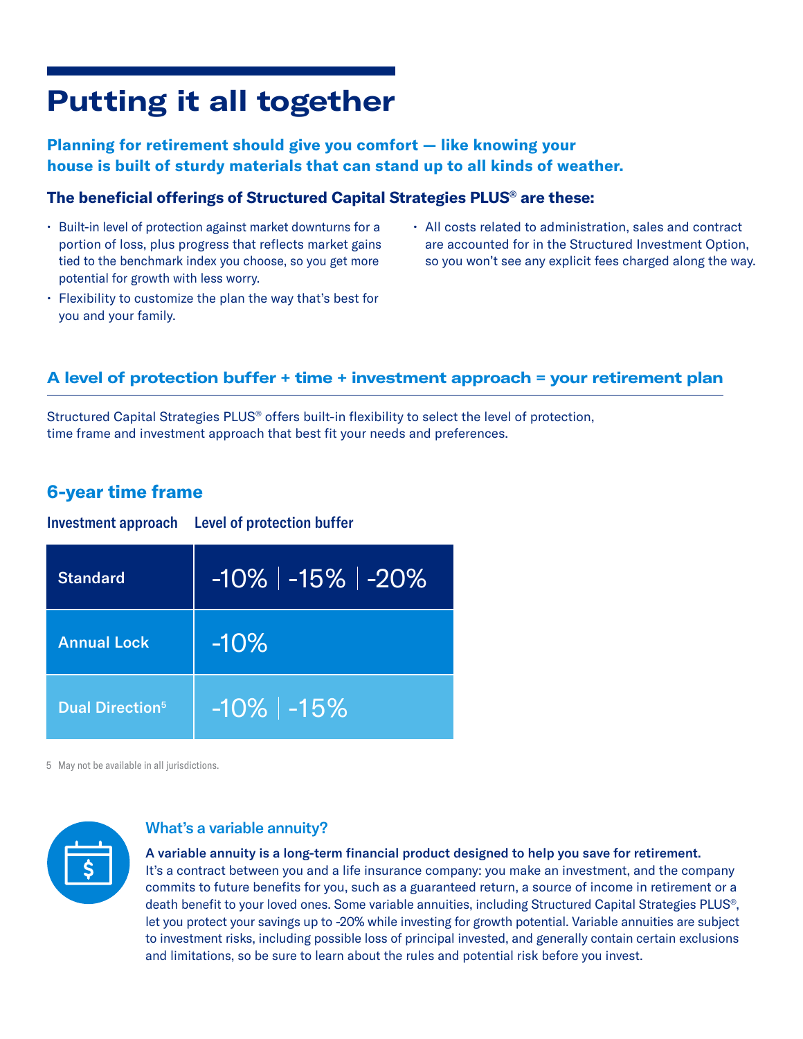# Putting it all together

**Planning for retirement should give you comfort — like knowing your house is built of sturdy materials that can stand up to all kinds of weather.**

### The beneficial offerings of Structured Capital Strategies PLUS® are these:

- Built-in level of protection against market downturns for a portion of loss, plus progress that reflects market gains tied to the benchmark index you choose, so you get more potential for growth with less worry.
- Flexibility to customize the plan the way that's best for you and your family.
- All costs related to administration, sales and contract are accounted for in the Structured Investment Option, so you won't see any explicit fees charged along the way.

## A level of protection buffer + time + investment approach = your retirement plan

Structured Capital Strategies PLUS® offers built-in flexibility to select the level of protection, time frame and investment approach that best fit your needs and preferences.

## 6-year time frame

| Investment approach | Level of protection buffer |
|---|---|
| Standard | -10% \| -15% \| -20% |
| Annual Lock | -10% |
| Dual Direction[5] | -10% \| -15% |

5 May not be available in all jurisdictions.

### What's a variable annuity?

**A variable annuity is a long-term financial product designed to help you save for retirement.** It's a contract between you and a life insurance company: you make an investment, and the company commits to future benefits for you, such as a guaranteed return, a source of income in retirement or a death benefit to your loved ones. Some variable annuities, including Structured Capital Strategies PLUS®, let you protect your savings up to -20% while investing for growth potential. Variable annuities are subject to investment risks, including possible loss of principal invested, and generally contain certain exclusions and limitations, so be sure to learn about the rules and potential risk before you invest.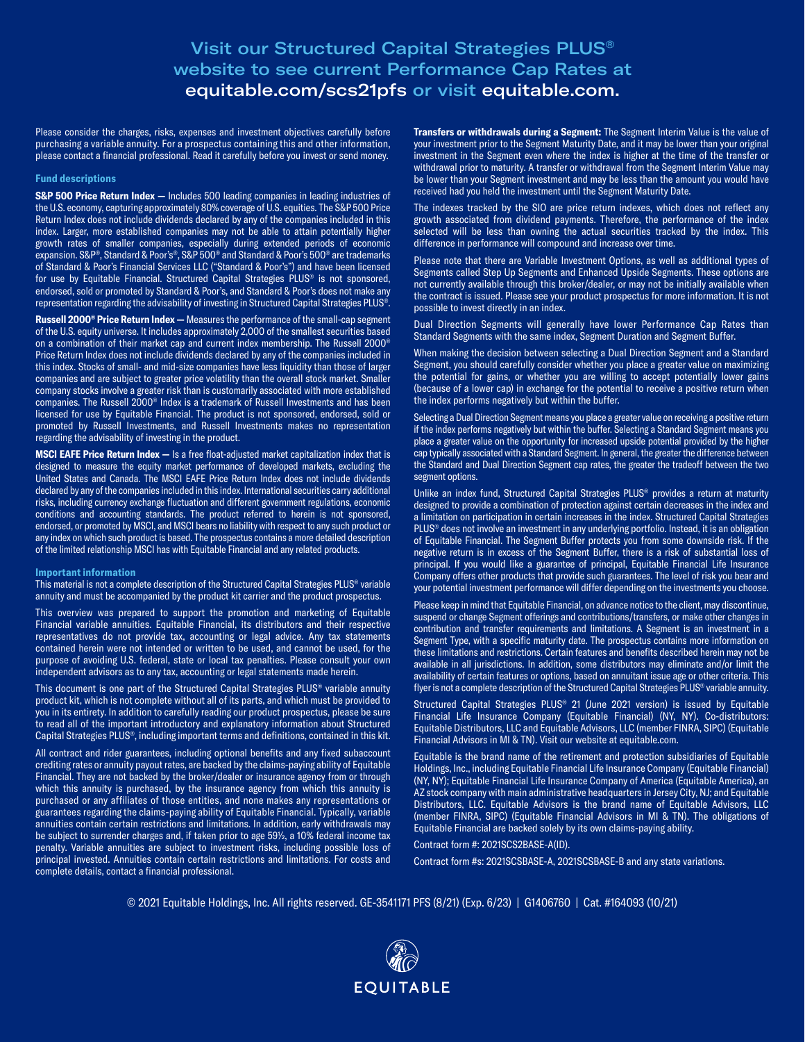# Visit our Structured Capital Strategies PLUS® website to see current Performance Cap Rates at equitable.com/scs21pfs or visit equitable.com.

Please consider the charges, risks, expenses and investment objectives carefully before purchasing a variable annuity. For a prospectus containing this and other information, please contact a financial professional. Read it carefully before you invest or send money.

### Fund descriptions

**S&P 500 Price Return Index —** Includes 500 leading companies in leading industries of the U.S. economy, capturing approximately 80% coverage of U.S. equities. The S&P 500 Price Return Index does not include dividends declared by any of the companies included in this index. Larger, more established companies may not be able to attain potentially higher growth rates of smaller companies, especially during extended periods of economic expansion. S&P®, Standard & Poor's®, S&P 500® and Standard & Poor's 500® are trademarks of Standard & Poor's Financial Services LLC ("Standard & Poor's") and have been licensed for use by Equitable Financial. Structured Capital Strategies PLUS® is not sponsored, endorsed, sold or promoted by Standard & Poor's, and Standard & Poor's does not make any representation regarding the advisability of investing in Structured Capital Strategies PLUS®.

**Russell 2000® Price Return Index —** Measures the performance of the small-cap segment of the U.S. equity universe. It includes approximately 2,000 of the smallest securities based on a combination of their market cap and current index membership. The Russell 2000® Price Return Index does not include dividends declared by any of the companies included in this index. Stocks of small- and mid-size companies have less liquidity than those of larger companies and are subject to greater price volatility than the overall stock market. Smaller company stocks involve a greater risk than is customarily associated with more established companies. The Russell 2000® Index is a trademark of Russell Investments and has been licensed for use by Equitable Financial. The product is not sponsored, endorsed, sold or promoted by Russell Investments, and Russell Investments makes no representation regarding the advisability of investing in the product.

**MSCI EAFE Price Return Index —** Is a free float-adjusted market capitalization index that is designed to measure the equity market performance of developed markets, excluding the United States and Canada. The MSCI EAFE Price Return Index does not include dividends declared by any of the companies included in this index. International securities carry additional risks, including currency exchange fluctuation and different government regulations, economic conditions and accounting standards. The product referred to herein is not sponsored, endorsed, or promoted by MSCI, and MSCI bears no liability with respect to any such product or any index on which such product is based. The prospectus contains a more detailed description of the limited relationship MSCI has with Equitable Financial and any related products.

### Important information

This material is not a complete description of the Structured Capital Strategies PLUS® variable annuity and must be accompanied by the product kit carrier and the product prospectus.

This overview was prepared to support the promotion and marketing of Equitable Financial variable annuities. Equitable Financial, its distributors and their respective representatives do not provide tax, accounting or legal advice. Any tax statements contained herein were not intended or written to be used, and cannot be used, for the purpose of avoiding U.S. federal, state or local tax penalties. Please consult your own independent advisors as to any tax, accounting or legal statements made herein.

This document is one part of the Structured Capital Strategies PLUS® variable annuity product kit, which is not complete without all of its parts, and which must be provided to you in its entirety. In addition to carefully reading our product prospectus, please be sure to read all of the important introductory and explanatory information about Structured Capital Strategies PLUS®, including important terms and definitions, contained in this kit.

All contract and rider guarantees, including optional benefits and any fixed subaccount crediting rates or annuity payout rates, are backed by the claims-paying ability of Equitable Financial. They are not backed by the broker/dealer or insurance agency from or through which this annuity is purchased, by the insurance agency from which this annuity is purchased or any affiliates of those entities, and none makes any representations or guarantees regarding the claims-paying ability of Equitable Financial. Typically, variable annuities contain certain restrictions and limitations. In addition, early withdrawals may be subject to surrender charges and, if taken prior to age 59½, a 10% federal income tax penalty. Variable annuities are subject to investment risks, including possible loss of principal invested. Annuities contain certain restrictions and limitations. For costs and complete details, contact a financial professional.

**Transfers or withdrawals during a Segment:** The Segment Interim Value is the value of your investment prior to the Segment Maturity Date, and it may be lower than your original investment in the Segment even where the index is higher at the time of the transfer or withdrawal prior to maturity. A transfer or withdrawal from the Segment Interim Value may be lower than your Segment investment and may be less than the amount you would have received had you held the investment until the Segment Maturity Date.

The indexes tracked by the SIO are price return indexes, which does not reflect any growth associated from dividend payments. Therefore, the performance of the index selected will be less than owning the actual securities tracked by the index. This difference in performance will compound and increase over time.

Please note that there are Variable Investment Options, as well as additional types of Segments called Step Up Segments and Enhanced Upside Segments. These options are not currently available through this broker/dealer, or may not be initially available when the contract is issued. Please see your product prospectus for more information. It is not possible to invest directly in an index.

Dual Direction Segments will generally have lower Performance Cap Rates than Standard Segments with the same index, Segment Duration and Segment Buffer.

When making the decision between selecting a Dual Direction Segment and a Standard Segment, you should carefully consider whether you place a greater value on maximizing the potential for gains, or whether you are willing to accept potentially lower gains (because of a lower cap) in exchange for the potential to receive a positive return when the index performs negatively but within the buffer.

Selecting a Dual Direction Segment means you place a greater value on receiving a positive return if the index performs negatively but within the buffer. Selecting a Standard Segment means you place a greater value on the opportunity for increased upside potential provided by the higher cap typically associated with a Standard Segment. In general, the greater the difference between the Standard and Dual Direction Segment cap rates, the greater the tradeoff between the two segment options.

Unlike an index fund, Structured Capital Strategies PLUS® provides a return at maturity designed to provide a combination of protection against certain decreases in the index and a limitation on participation in certain increases in the index. Structured Capital Strategies PLUS® does not involve an investment in any underlying portfolio. Instead, it is an obligation of Equitable Financial. The Segment Buffer protects you from some downside risk. If the negative return is in excess of the Segment Buffer, there is a risk of substantial loss of principal. If you would like a guarantee of principal, Equitable Financial Life Insurance Company offers other products that provide such guarantees. The level of risk you bear and your potential investment performance will differ depending on the investments you choose.

Please keep in mind that Equitable Financial, on advance notice to the client, may discontinue, suspend or change Segment offerings and contributions/transfers, or make other changes in contribution and transfer requirements and limitations. A Segment is an investment in a Segment Type, with a specific maturity date. The prospectus contains more information on these limitations and restrictions. Certain features and benefits described herein may not be available in all jurisdictions. In addition, some distributors may eliminate and/or limit the availability of certain features or options, based on annuitant issue age or other criteria. This flyer is not a complete description of the Structured Capital Strategies PLUS® variable annuity.

Structured Capital Strategies PLUS® 21 (June 2021 version) is issued by Equitable Financial Life Insurance Company (Equitable Financial) (NY, NY). Co-distributors: Equitable Distributors, LLC and Equitable Advisors, LLC (member FINRA, SIPC) (Equitable Financial Advisors in MI & TN). Visit our website at equitable.com.

Equitable is the brand name of the retirement and protection subsidiaries of Equitable Holdings, Inc., including Equitable Financial Life Insurance Company (Equitable Financial) (NY, NY); Equitable Financial Life Insurance Company of America (Equitable America), an AZ stock company with main administrative headquarters in Jersey City, NJ; and Equitable Distributors, LLC. Equitable Advisors is the brand name of Equitable Advisors, LLC (member FINRA, SIPC) (Equitable Financial Advisors in MI & TN). The obligations of Equitable Financial are backed solely by its own claims-paying ability.

Contract form #: 2021SCS2BASE-A(ID).

Contract form #s: 2021SCSBASE-A, 2021SCSBASE-B and any state variations.

© 2021 Equitable Holdings, Inc. All rights reserved. GE-3541171 PFS (8/21) (Exp. 6/23) | G1406760 | Cat. #164093 (10/21)

EQUITABLE